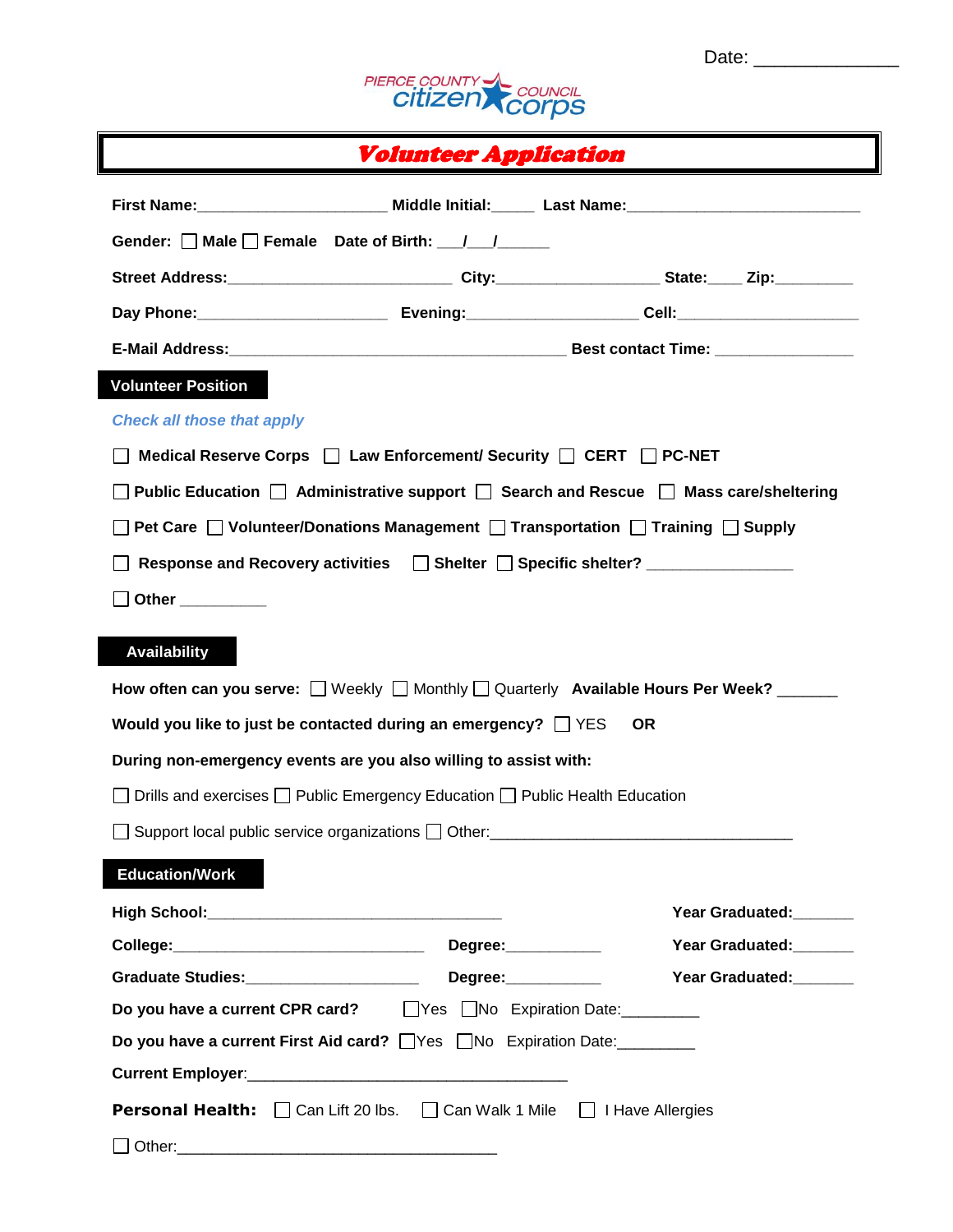Date: _____________

PIERCE COUNTY citizen COUNCIL corps

# Volunteer Application

**First Name:**_____________________ **Middle Initial:**_____ **Last Name:**__________________________

**Gender:** ☐ **Male** ☐ **Female** **Date of Birth:** ___/___/_____

**Street Address:**_________________________ **City:**__________________ **State:**____ **Zip:**_________

**Day Phone:**_____________________ **Evening:**___________________ **Cell:**____________________

**E-Mail Address:**_____________________________________ **Best contact Time:** _______________

## Volunteer Position

*Check all those that apply*

☐ **Medical Reserve Corps** ☐ **Law Enforcement/ Security** ☐ **CERT** ☐ **PC-NET**

☐ **Public Education** ☐ **Administrative support** ☐ **Search and Rescue** ☐ **Mass care/sheltering**

☐ **Pet Care** ☐ **Volunteer/Donations Management** ☐ **Transportation** ☐ **Training** ☐ **Supply**

☐ **Response and Recovery activities** ☐ **Shelter** ☐ **Specific shelter?** ________________

☐ **Other** __________

## Availability

**How often can you serve:** ☐ Weekly ☐ Monthly ☐ Quarterly **Available Hours Per Week?** _______

**Would you like to just be contacted during an emergency?** ☐ YES **OR**

**During non-emergency events are you also willing to assist with:**

☐ Drills and exercises ☐ Public Emergency Education ☐ Public Health Education

☐ Support local public service organizations ☐ Other:__________________________________

## Education/Work

**High School:**_________________________________ **Year Graduated:**_______

**College:**____________________________ **Degree:**___________ **Year Graduated:**_______

**Graduate Studies:**____________________ **Degree:**___________ **Year Graduated:**_______

**Do you have a current CPR card?** ☐Yes ☐No Expiration Date:_________

**Do you have a current First Aid card?** ☐Yes ☐No Expiration Date:_________

**Current Employer**:____________________________________

**Personal Health:** ☐ Can Lift 20 lbs. ☐ Can Walk 1 Mile ☐ I Have Allergies

☐ Other:____________________________________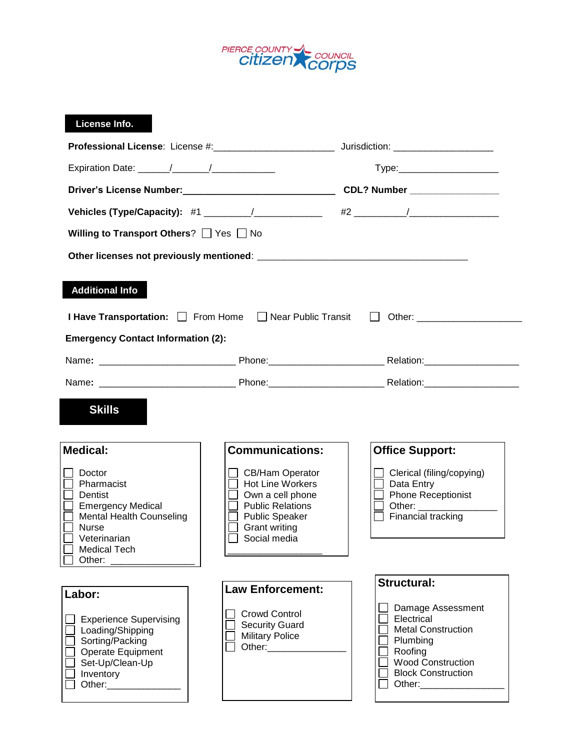PIERCE COUNTY citizen corps COUNCIL

## License Info.

**Professional License**: License #:______________________ Jurisdiction: __________________

Expiration Date: ______/_______/____________ Type:___________________

**Driver's License Number:**_____________________________ **CDL? Number** ________________

**Vehicles (Type/Capacity):** #1 _________/_____________ #2 __________/_________________

**Willing to Transport Others**? ☐ Yes ☐ No

**Other licenses not previously mentioned**: ________________________________________

## Additional Info

**I Have Transportation:** ☐ From Home ☐ Near Public Transit ☐ Other: ___________________

**Emergency Contact Information (2):**

Name: _________________________ Phone:_____________________ Relation:_________________

Name: _________________________ Phone:_____________________ Relation:_________________

## Skills

### Medical:

- ☐ Doctor
- ☐ Pharmacist
- ☐ Dentist
- ☐ Emergency Medical
- ☐ Mental Health Counseling
- ☐ Nurse
- ☐ Veterinarian
- ☐ Medical Tech
- ☐ Other: _______________

### Communications:

- ☐ CB/Ham Operator
- ☐ Hot Line Workers
- ☐ Own a cell phone
- ☐ Public Relations
- ☐ Public Speaker
- ☐ Grant writing
- ☐ Social media

_________________

### Office Support:

- ☐ Clerical (filing/copying)
- ☐ Data Entry
- ☐ Phone Receptionist
- ☐ Other: _______________
- ☐ Financial tracking

### Labor:

- ☐ Experience Supervising
- ☐ Loading/Shipping
- ☐ Sorting/Packing
- ☐ Operate Equipment
- ☐ Set-Up/Clean-Up
- ☐ Inventory
- ☐ Other:_____________

### Law Enforcement:

- ☐ Crowd Control
- ☐ Security Guard
- ☐ Military Police
- ☐ Other:_______________

### Structural:

- ☐ Damage Assessment
- ☐ Electrical
- ☐ Metal Construction
- ☐ Plumbing
- ☐ Roofing
- ☐ Wood Construction
- ☐ Block Construction
- ☐ Other:_______________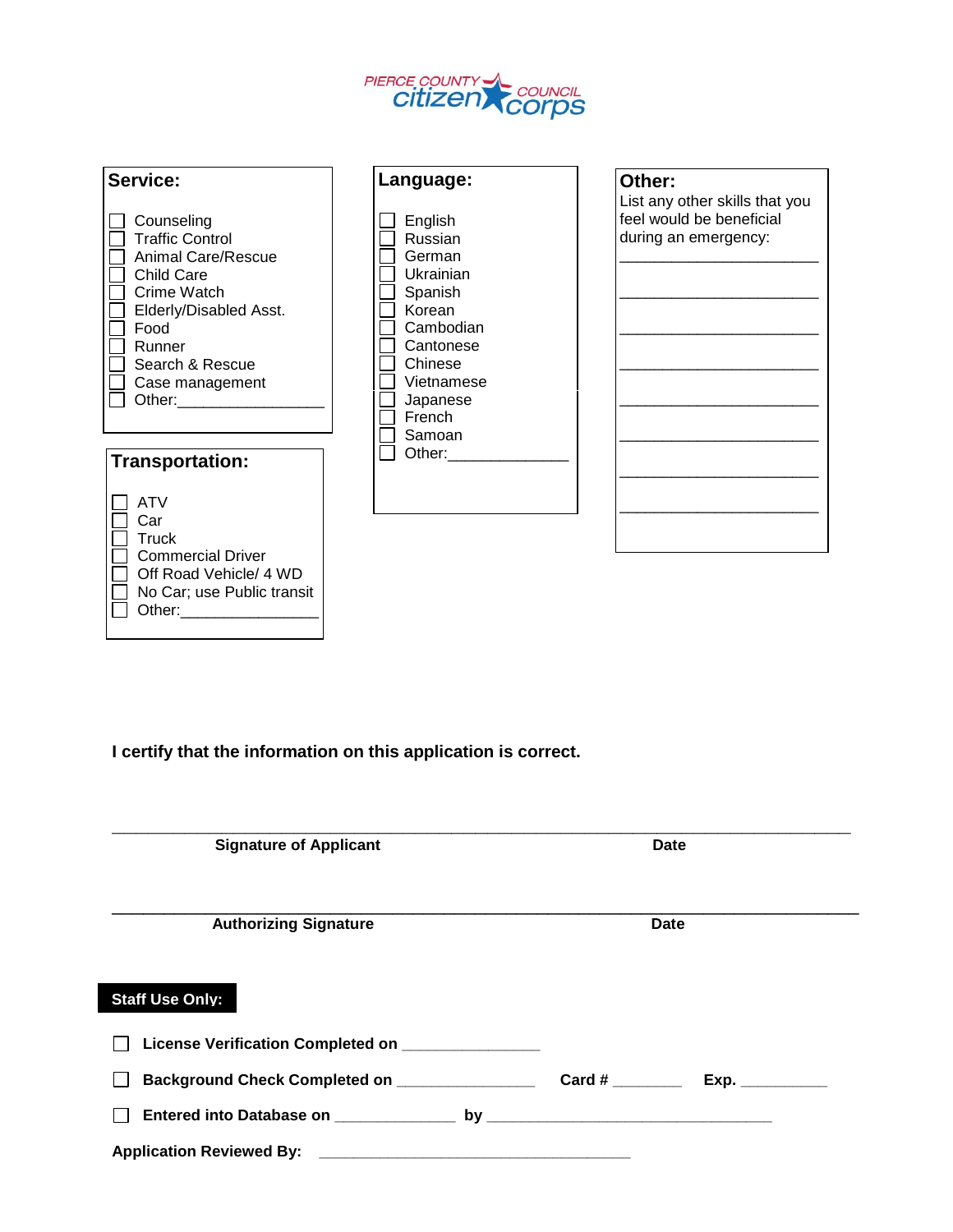PIERCE COUNTY citizen corps COUNCIL

## Service:

- [ ] Counseling
- [ ] Traffic Control
- [ ] Animal Care/Rescue
- [ ] Child Care
- [ ] Crime Watch
- [ ] Elderly/Disabled Asst.
- [ ] Food
- [ ] Runner
- [ ] Search & Rescue
- [ ] Case management
- [ ] Other:_________________

## Transportation:

- [ ] ATV
- [ ] Car
- [ ] Truck
- [ ] Commercial Driver
- [ ] Off Road Vehicle/ 4 WD
- [ ] No Car; use Public transit
- [ ] Other:_______________

## Language:

- [ ] English
- [ ] Russian
- [ ] German
- [ ] Ukrainian
- [ ] Spanish
- [ ] Korean
- [ ] Cambodian
- [ ] Cantonese
- [ ] Chinese
- [ ] Vietnamese
- [ ] Japanese
- [ ] French
- [ ] Samoan
- [ ] Other:_____________

## Other:

List any other skills that you feel would be beneficial during an emergency:

______________________

______________________

______________________

______________________

______________________

______________________

______________________

______________________

**I certify that the information on this application is correct.**

_____________________________________________________________________________

**Signature of Applicant** **Date**

_____________________________________________________________________________

**Authorizing Signature** **Date**

**Staff Use Only:**

- [ ] **License Verification Completed on** _______________
- [ ] **Background Check Completed on** _______________ **Card #** ________ **Exp.** __________
- [ ] **Entered into Database on** _____________ **by** ________________________________

**Application Reviewed By:** ___________________________________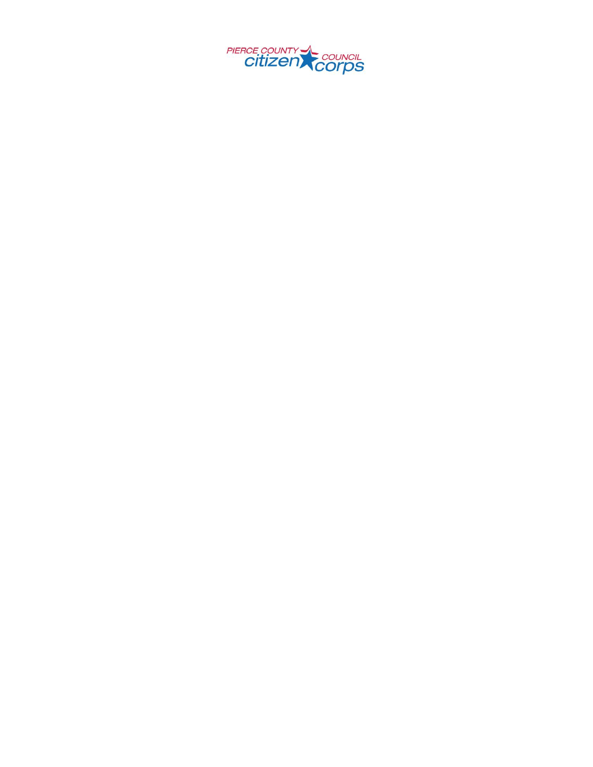PIERCE COUNTY citizen corps COUNCIL